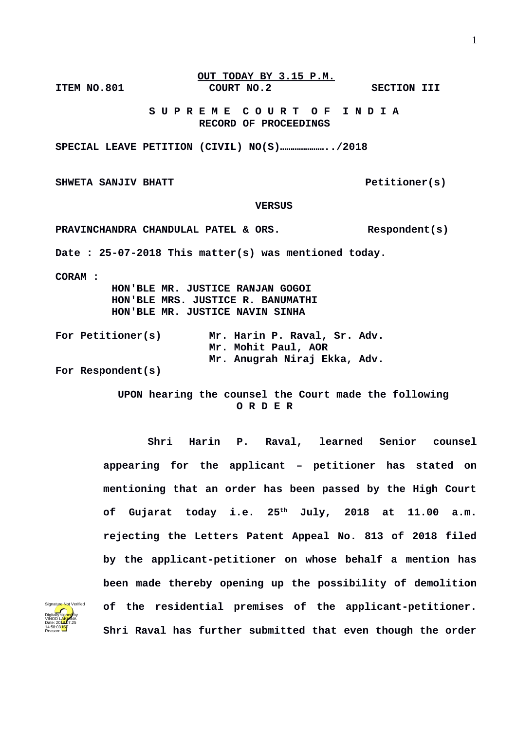**OUT TODAY BY 3.15 P.M.**

**ITEM NO.801 COURT NO.2 SECTION III**

**S U P R E M E C O U R T O F I N D I A**
**RECORD OF PROCEEDINGS**

**SPECIAL LEAVE PETITION (CIVIL) NO(S)…………………../2018**

**SHWETA SANJIV BHATT Petitioner(s)**

**VERSUS**

**PRAVINCHANDRA CHANDULAL PATEL & ORS. Respondent(s)**

**Date : 25-07-2018 This matter(s) was mentioned today.**

**CORAM :**
**HON'BLE MR. JUSTICE RANJAN GOGOI**
**HON'BLE MRS. JUSTICE R. BANUMATHI**
**HON'BLE MR. JUSTICE NAVIN SINHA**

**For Petitioner(s)** **Mr. Harin P. Raval, Sr. Adv.**
**Mr. Mohit Paul, AOR**
**Mr. Anugrah Niraj Ekka, Adv.**

**For Respondent(s)**

**UPON hearing the counsel the Court made the following**
**O R D E R**

**Shri Harin P. Raval, learned Senior counsel appearing for the applicant – petitioner has stated on mentioning that an order has been passed by the High Court of Gujarat today i.e. 25th July, 2018 at 11.00 a.m. rejecting the Letters Patent Appeal No. 813 of 2018 filed by the applicant-petitioner on whose behalf a mention has been made thereby opening up the possibility of demolition of the residential premises of the applicant-petitioner. Shri Raval has further submitted that even though the order**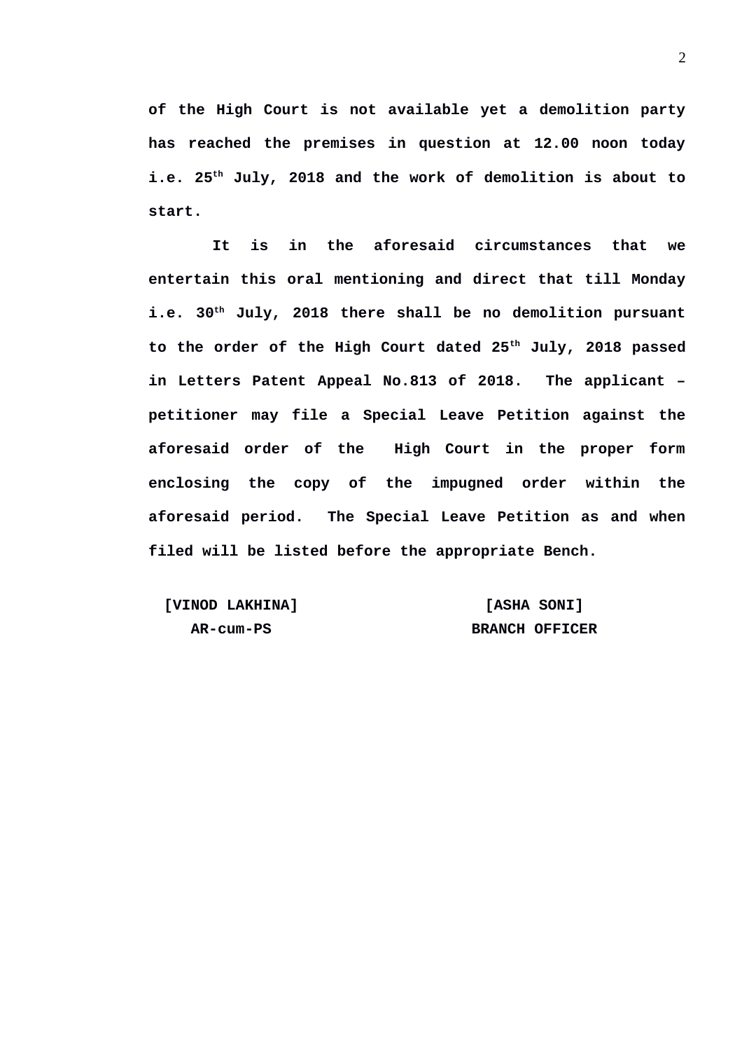**of the High Court is not available yet a demolition party has reached the premises in question at 12.00 noon today i.e. 25th July, 2018 and the work of demolition is about to start.**

**It is in the aforesaid circumstances that we entertain this oral mentioning and direct that till Monday i.e. 30th July, 2018 there shall be no demolition pursuant to the order of the High Court dated 25th July, 2018 passed in Letters Patent Appeal No.813 of 2018. The applicant – petitioner may file a Special Leave Petition against the aforesaid order of the High Court in the proper form enclosing the copy of the impugned order within the aforesaid period. The Special Leave Petition as and when filed will be listed before the appropriate Bench.**

| | |
|---|---|
| **[VINOD LAKHINA]** | **[ASHA SONI]** |
| **AR-cum-PS** | **BRANCH OFFICER** |